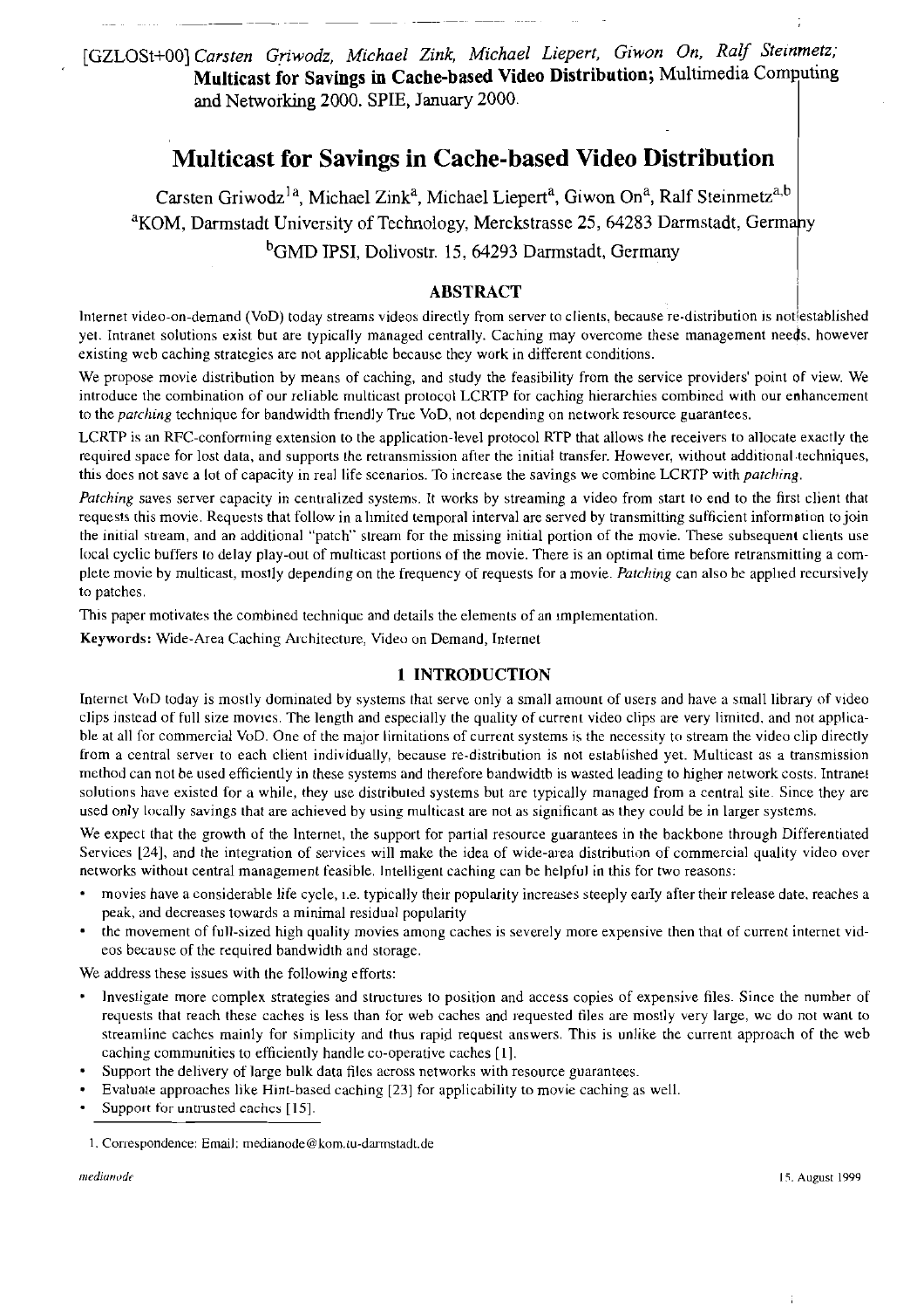[GZLOSt+00] *Carsten Griwodz, Michael Zink, Michael Liepert, Giwon On, Ralf Steinmetz;* **Multicast for Savings in Cache-based Video Distribution;** Multimedia Computing and Networking 2000. SPIE, January 2000.

# Multicast for Savings in Cache-based Video Distribution

Carsten Griwodz[1 a], Michael Zink[a], Michael Liepert[a], Giwon On[a], Ralf Steinmetz[a,b]

[a]KOM, Darmstadt University of Technology, Merckstrasse 25, 64283 Darmstadt, Germany

[b]GMD IPSI, Dolivostr. 15, 64293 Darmstadt, Germany

## ABSTRACT

Internet video-on-demand (VoD) today streams videos directly from server to clients, because re-distribution is not established yet. Intranet solutions exist but are typically managed centrally. Caching may overcome these management needs, however existing web caching strategies are not applicable because they work in different conditions.

We propose movie distribution by means of caching, and study the feasibility from the service providers' point of view. We introduce the combination of our reliable multicast protocol LCRTP for caching hierarchies combined with our enhancement to the *patching* technique for bandwidth friendly True VoD, not depending on network resource guarantees.

LCRTP is an RFC-conforming extension to the application-level protocol RTP that allows the receivers to allocate exactly the required space for lost data, and supports the retransmission after the initial transfer. However, without additional techniques, this does not save a lot of capacity in real life scenarios. To increase the savings we combine LCRTP with *patching*.

*Patching* saves server capacity in centralized systems. It works by streaming a video from start to end to the first client that requests this movie. Requests that follow in a limited temporal interval are served by transmitting sufficient information to join the initial stream, and an additional "patch" stream for the missing initial portion of the movie. These subsequent clients use local cyclic buffers to delay play-out of multicast portions of the movie. There is an optimal time before retransmitting a complete movie by multicast, mostly depending on the frequency of requests for a movie. *Patching* can also be applied recursively to patches.

This paper motivates the combined technique and details the elements of an implementation.

**Keywords:** Wide-Area Caching Architecture, Video on Demand, Internet

## 1 INTRODUCTION

Internet VoD today is mostly dominated by systems that serve only a small amount of users and have a small library of video clips instead of full size movies. The length and especially the quality of current video clips are very limited, and not applicable at all for commercial VoD. One of the major limitations of current systems is the necessity to stream the video clip directly from a central server to each client individually, because re-distribution is not established yet. Multicast as a transmission method can not be used efficiently in these systems and therefore bandwidth is wasted leading to higher network costs. Intranet solutions have existed for a while, they use distributed systems but are typically managed from a central site. Since they are used only locally savings that are achieved by using multicast are not as significant as they could be in larger systems.

We expect that the growth of the Internet, the support for partial resource guarantees in the backbone through Differentiated Services [24], and the integration of services will make the idea of wide-area distribution of commercial quality video over networks without central management feasible. Intelligent caching can be helpful in this for two reasons:

- movies have a considerable life cycle, i.e. typically their popularity increases steeply early after their release date, reaches a peak, and decreases towards a minimal residual popularity
- the movement of full-sized high quality movies among caches is severely more expensive then that of current internet videos because of the required bandwidth and storage.

We address these issues with the following efforts:

- Investigate more complex strategies and structures to position and access copies of expensive files. Since the number of requests that reach these caches is less than for web caches and requested files are mostly very large, we do not want to streamline caches mainly for simplicity and thus rapid request answers. This is unlike the current approach of the web caching communities to efficiently handle co-operative caches [1].
- Support the delivery of large bulk data files across networks with resource guarantees.
- Evaluate approaches like Hint-based caching [23] for applicability to movie caching as well.
- Support for untrusted caches [15].

1. Correspondence: Email: medianode@kom.tu-darmstadt.de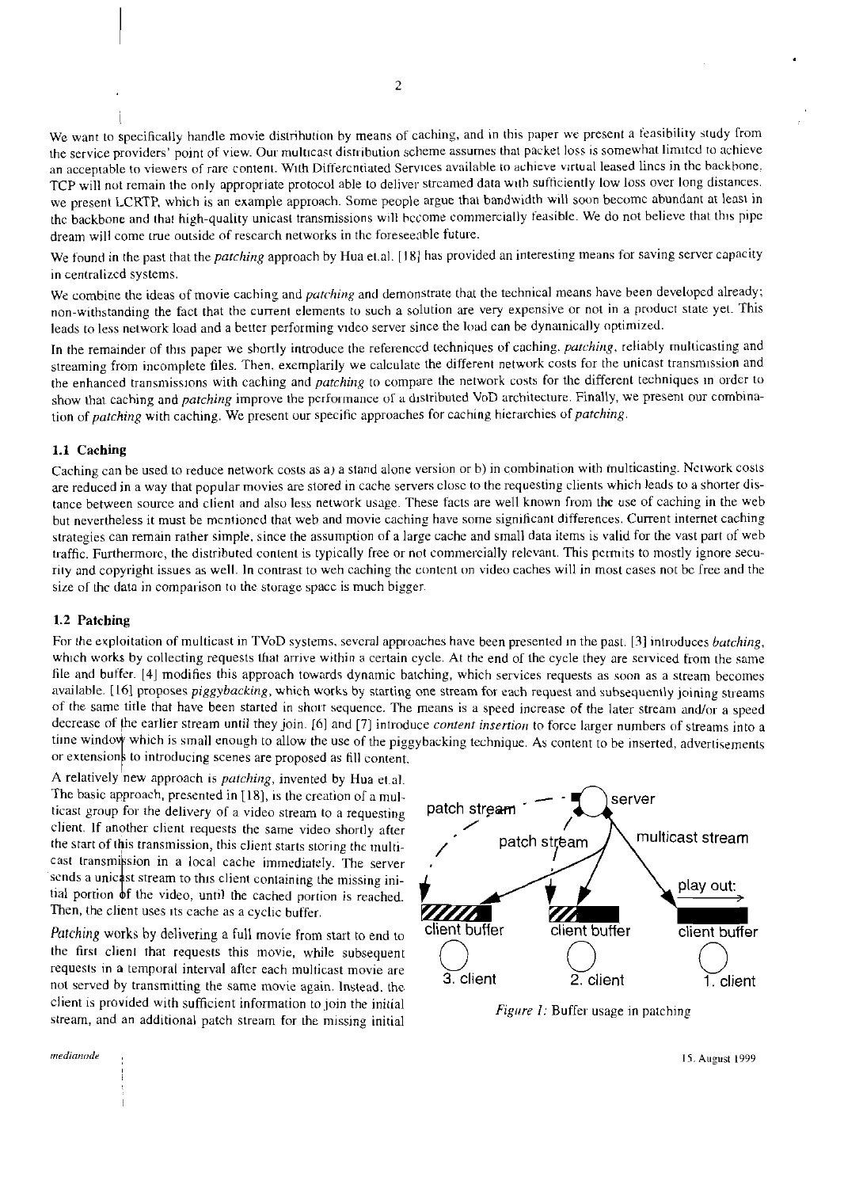We want to specifically handle movie distribution by means of caching, and in this paper we present a feasibility study from the service providers' point of view. Our multicast distribution scheme assumes that packet loss is somewhat limited to achieve an acceptable to viewers of rare content. With Differentiated Services available to achieve virtual leased lines in the backbone, TCP will not remain the only appropriate protocol able to deliver streamed data with sufficiently low loss over long distances, we present LCRTP, which is an example approach. Some people argue that bandwidth will soon become abundant at least in the backbone and that high-quality unicast transmissions will become commercially feasible. We do not believe that this pipe dream will come true outside of research networks in the foreseeable future.

We found in the past that the *patching* approach by Hua et.al. [18] has provided an interesting means for saving server capacity in centralized systems.

We combine the ideas of movie caching and *patching* and demonstrate that the technical means have been developed already; non-withstanding the fact that the current elements to such a solution are very expensive or not in a product state yet. This leads to less network load and a better performing video server since the load can be dynamically optimized.

In the remainder of this paper we shortly introduce the referenced techniques of caching, *patching*, reliably multicasting and streaming from incomplete files. Then, exemplarily we calculate the different network costs for the unicast transmission and the enhanced transmissions with caching and *patching* to compare the network costs for the different techniques in order to show that caching and *patching* improve the performance of a distributed VoD architecture. Finally, we present our combination of *patching* with caching. We present our specific approaches for caching hierarchies of *patching*.

### 1.1 Caching

Caching can be used to reduce network costs as a) a stand alone version or b) in combination with multicasting. Network costs are reduced in a way that popular movies are stored in cache servers close to the requesting clients which leads to a shorter distance between source and client and also less network usage. These facts are well known from the use of caching in the web but nevertheless it must be mentioned that web and movie caching have some significant differences. Current internet caching strategies can remain rather simple, since the assumption of a large cache and small data items is valid for the vast part of web traffic. Furthermore, the distributed content is typically free or not commercially relevant. This permits to mostly ignore security and copyright issues as well. In contrast to web caching the content on video caches will in most cases not be free and the size of the data in comparison to the storage space is much bigger.

### 1.2 Patching

For the exploitation of multicast in TVoD systems, several approaches have been presented in the past. [3] introduces *batching*, which works by collecting requests that arrive within a certain cycle. At the end of the cycle they are serviced from the same file and buffer. [4] modifies this approach towards dynamic batching, which services requests as soon as a stream becomes available. [16] proposes *piggybacking*, which works by starting one stream for each request and subsequently joining streams of the same title that have been started in short sequence. The means is a speed increase of the later stream and/or a speed decrease of the earlier stream until they join. [6] and [7] introduce *content insertion* to force larger numbers of streams into a time window which is small enough to allow the use of the piggybacking technique. As content to be inserted, advertisements or extensions to introducing scenes are proposed as fill content.

A relatively new approach is *patching*, invented by Hua et.al. The basic approach, presented in [18], is the creation of a multicast group for the delivery of a video stream to a requesting client. If another client requests the same video shortly after the start of this transmission, this client starts storing the multicast transmission in a local cache immediately. The server sends a unicast stream to this client containing the missing initial portion of the video, until the cached portion is reached. Then, the client uses its cache as a cyclic buffer.

*Patching* works by delivering a full movie from start to end to the first client that requests this movie, while subsequent requests in a temporal interval after each multicast movie are not served by transmitting the same movie again. Instead, the client is provided with sufficient information to join the initial stream, and an additional patch stream for the missing initial

*Figure 1:* Buffer usage in patching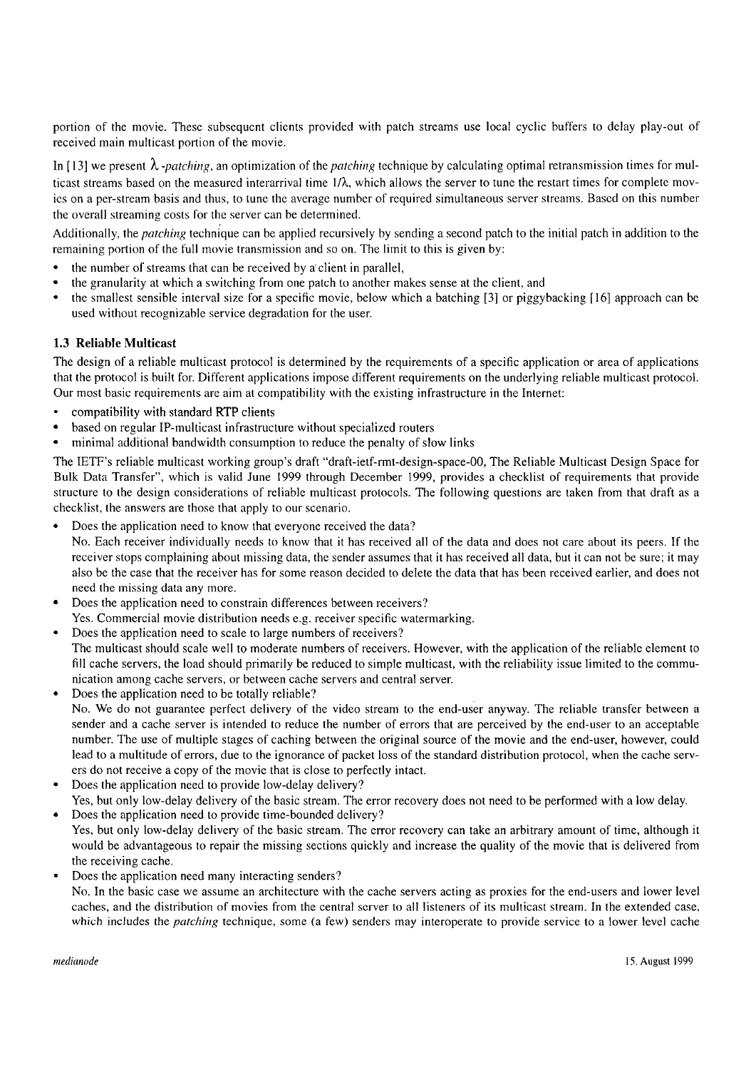portion of the movie. These subsequent clients provided with patch streams use local cyclic buffers to delay play-out of received main multicast portion of the movie.

In [13] we present $\lambda$*-patching*, an optimization of the *patching* technique by calculating optimal retransmission times for multicast streams based on the measured interarrival time $1/\lambda$, which allows the server to tune the restart times for complete movies on a per-stream basis and thus, to tune the average number of required simultaneous server streams. Based on this number the overall streaming costs for the server can be determined.

Additionally, the *patching* technique can be applied recursively by sending a second patch to the initial patch in addition to the remaining portion of the full movie transmission and so on. The limit to this is given by:

- the number of streams that can be received by a client in parallel,
- the granularity at which a switching from one patch to another makes sense at the client, and
- the smallest sensible interval size for a specific movie, below which a batching [3] or piggybacking [16] approach can be used without recognizable service degradation for the user.

### 1.3 Reliable Multicast

The design of a reliable multicast protocol is determined by the requirements of a specific application or area of applications that the protocol is built for. Different applications impose different requirements on the underlying reliable multicast protocol. Our most basic requirements are aim at compatibility with the existing infrastructure in the Internet:

- compatibility with standard RTP clients
- based on regular IP-multicast infrastructure without specialized routers
- minimal additional bandwidth consumption to reduce the penalty of slow links

The IETF's reliable multicast working group's draft "draft-ietf-rmt-design-space-00, The Reliable Multicast Design Space for Bulk Data Transfer", which is valid June 1999 through December 1999, provides a checklist of requirements that provide structure to the design considerations of reliable multicast protocols. The following questions are taken from that draft as a checklist, the answers are those that apply to our scenario.

- Does the application need to know that everyone received the data?
  No. Each receiver individually needs to know that it has received all of the data and does not care about its peers. If the receiver stops complaining about missing data, the sender assumes that it has received all data, but it can not be sure; it may also be the case that the receiver has for some reason decided to delete the data that has been received earlier, and does not need the missing data any more.
- Does the application need to constrain differences between receivers?
  Yes. Commercial movie distribution needs e.g. receiver specific watermarking.
- Does the application need to scale to large numbers of receivers?
  The multicast should scale well to moderate numbers of receivers. However, with the application of the reliable element to fill cache servers, the load should primarily be reduced to simple multicast, with the reliability issue limited to the communication among cache servers, or between cache servers and central server.
- Does the application need to be totally reliable?
  No. We do not guarantee perfect delivery of the video stream to the end-user anyway. The reliable transfer between a sender and a cache server is intended to reduce the number of errors that are perceived by the end-user to an acceptable number. The use of multiple stages of caching between the original source of the movie and the end-user, however, could lead to a multitude of errors, due to the ignorance of packet loss of the standard distribution protocol, when the cache servers do not receive a copy of the movie that is close to perfectly intact.
- Does the application need to provide low-delay delivery?
  Yes, but only low-delay delivery of the basic stream. The error recovery does not need to be performed with a low delay.
- Does the application need to provide time-bounded delivery?
  Yes, but only low-delay delivery of the basic stream. The error recovery can take an arbitrary amount of time, although it would be advantageous to repair the missing sections quickly and increase the quality of the movie that is delivered from the receiving cache.
- Does the application need many interacting senders?
  No. In the basic case we assume an architecture with the cache servers acting as proxies for the end-users and lower level caches, and the distribution of movies from the central server to all listeners of its multicast stream. In the extended case, which includes the *patching* technique, some (a few) senders may interoperate to provide service to a lower level cache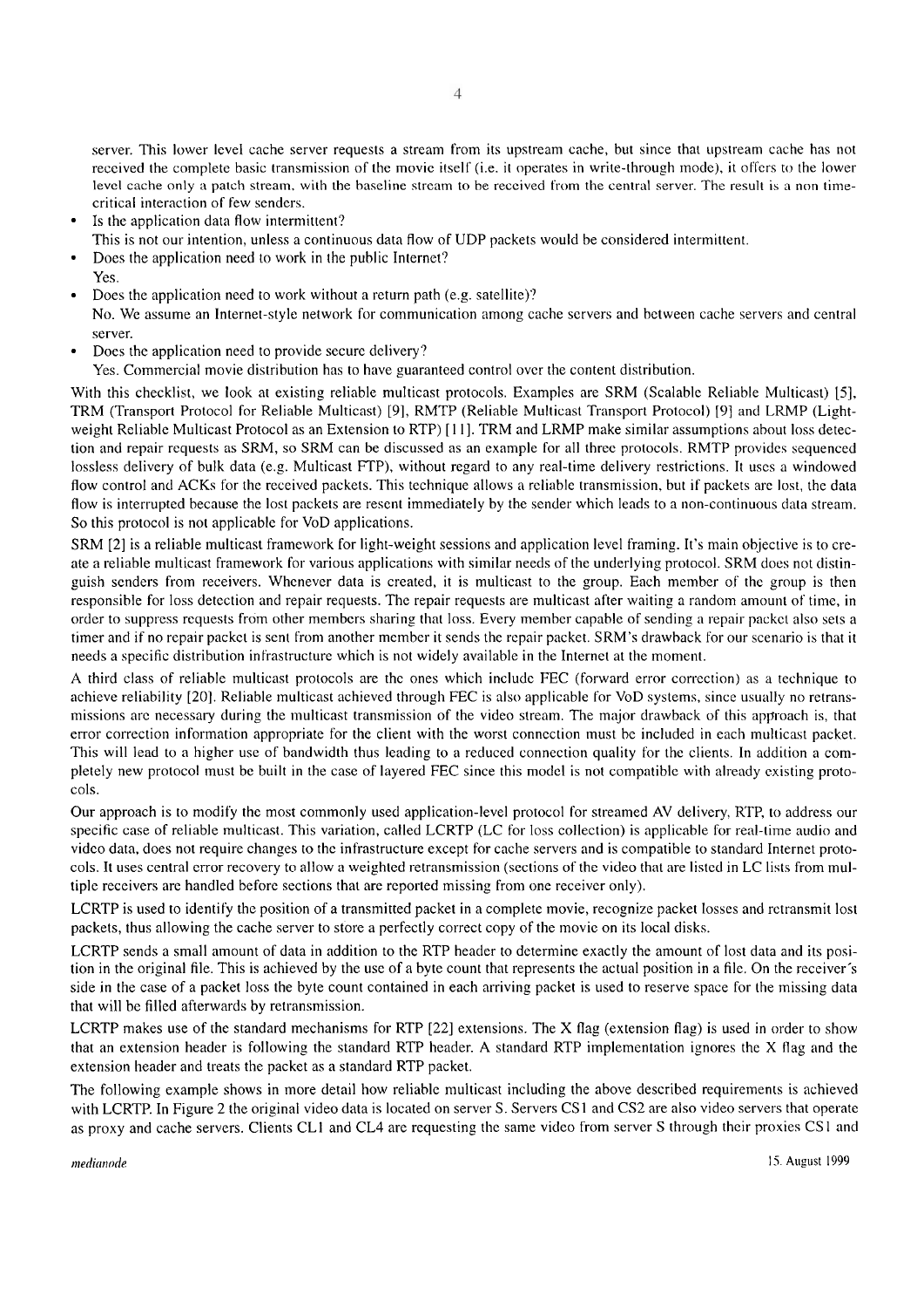server. This lower level cache server requests a stream from its upstream cache, but since that upstream cache has not received the complete basic transmission of the movie itself (i.e. it operates in write-through mode), it offers to the lower level cache only a patch stream, with the baseline stream to be received from the central server. The result is a non time-critical interaction of few senders.

- Is the application data flow intermittent?
  This is not our intention, unless a continuous data flow of UDP packets would be considered intermittent.
- Does the application need to work in the public Internet?
  Yes.
- Does the application need to work without a return path (e.g. satellite)?
  No. We assume an Internet-style network for communication among cache servers and between cache servers and central server.
- Does the application need to provide secure delivery?
  Yes. Commercial movie distribution has to have guaranteed control over the content distribution.

With this checklist, we look at existing reliable multicast protocols. Examples are SRM (Scalable Reliable Multicast) [5], TRM (Transport Protocol for Reliable Multicast) [9], RMTP (Reliable Multicast Transport Protocol) [9] and LRMP (Light-weight Reliable Multicast Protocol as an Extension to RTP) [11]. TRM and LRMP make similar assumptions about loss detection and repair requests as SRM, so SRM can be discussed as an example for all three protocols. RMTP provides sequenced lossless delivery of bulk data (e.g. Multicast FTP), without regard to any real-time delivery restrictions. It uses a windowed flow control and ACKs for the received packets. This technique allows a reliable transmission, but if packets are lost, the data flow is interrupted because the lost packets are resent immediately by the sender which leads to a non-continuous data stream. So this protocol is not applicable for VoD applications.

SRM [2] is a reliable multicast framework for light-weight sessions and application level framing. It's main objective is to create a reliable multicast framework for various applications with similar needs of the underlying protocol. SRM does not distinguish senders from receivers. Whenever data is created, it is multicast to the group. Each member of the group is then responsible for loss detection and repair requests. The repair requests are multicast after waiting a random amount of time, in order to suppress requests from other members sharing that loss. Every member capable of sending a repair packet also sets a timer and if no repair packet is sent from another member it sends the repair packet. SRM's drawback for our scenario is that it needs a specific distribution infrastructure which is not widely available in the Internet at the moment.

A third class of reliable multicast protocols are the ones which include FEC (forward error correction) as a technique to achieve reliability [20]. Reliable multicast achieved through FEC is also applicable for VoD systems, since usually no retransmissions are necessary during the multicast transmission of the video stream. The major drawback of this approach is, that error correction information appropriate for the client with the worst connection must be included in each multicast packet. This will lead to a higher use of bandwidth thus leading to a reduced connection quality for the clients. In addition a completely new protocol must be built in the case of layered FEC since this model is not compatible with already existing protocols.

Our approach is to modify the most commonly used application-level protocol for streamed AV delivery, RTP, to address our specific case of reliable multicast. This variation, called LCRTP (LC for loss collection) is applicable for real-time audio and video data, does not require changes to the infrastructure except for cache servers and is compatible to standard Internet protocols. It uses central error recovery to allow a weighted retransmission (sections of the video that are listed in LC lists from multiple receivers are handled before sections that are reported missing from one receiver only).

LCRTP is used to identify the position of a transmitted packet in a complete movie, recognize packet losses and retransmit lost packets, thus allowing the cache server to store a perfectly correct copy of the movie on its local disks.

LCRTP sends a small amount of data in addition to the RTP header to determine exactly the amount of lost data and its position in the original file. This is achieved by the use of a byte count that represents the actual position in a file. On the receiver's side in the case of a packet loss the byte count contained in each arriving packet is used to reserve space for the missing data that will be filled afterwards by retransmission.

LCRTP makes use of the standard mechanisms for RTP [22] extensions. The X flag (extension flag) is used in order to show that an extension header is following the standard RTP header. A standard RTP implementation ignores the X flag and the extension header and treats the packet as a standard RTP packet.

The following example shows in more detail how reliable multicast including the above described requirements is achieved with LCRTP. In Figure 2 the original video data is located on server S. Servers CS1 and CS2 are also video servers that operate as proxy and cache servers. Clients CL1 and CL4 are requesting the same video from server S through their proxies CS1 and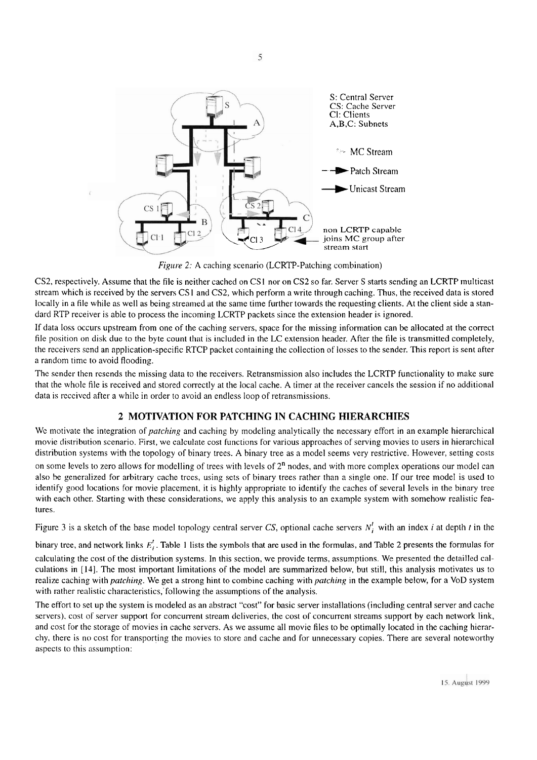*Figure 2:* A caching scenario (LCRTP-Patching combination)

CS2, respectively. Assume that the file is neither cached on CS1 nor on CS2 so far. Server S starts sending an LCRTP multicast stream which is received by the servers CS1 and CS2, which perform a write through caching. Thus, the received data is stored locally in a file while as well as being streamed at the same time further towards the requesting clients. At the client side a standard RTP receiver is able to process the incoming LCRTP packets since the extension header is ignored.

If data loss occurs upstream from one of the caching servers, space for the missing information can be allocated at the correct file position on disk due to the byte count that is included in the LC extension header. After the file is transmitted completely, the receivers send an application-specific RTCP packet containing the collection of losses to the sender. This report is sent after a random time to avoid flooding.

The sender then resends the missing data to the receivers. Retransmission also includes the LCRTP functionality to make sure that the whole file is received and stored correctly at the local cache. A timer at the receiver cancels the session if no additional data is received after a while in order to avoid an endless loop of retransmissions.

## 2 MOTIVATION FOR PATCHING IN CACHING HIERARCHIES

We motivate the integration of *patching* and caching by modeling analytically the necessary effort in an example hierarchical movie distribution scenario. First, we calculate cost functions for various approaches of serving movies to users in hierarchical distribution systems with the topology of binary trees. A binary tree as a model seems very restrictive. However, setting costs on some levels to zero allows for modelling of trees with levels of $2^n$ nodes, and with more complex operations our model can also be generalized for arbitrary cache trees, using sets of binary trees rather than a single one. If our tree model is used to identify good locations for movie placement, it is highly appropriate to identify the caches of several levels in the binary tree with each other. Starting with these considerations, we apply this analysis to an example system with somehow realistic features.

Figure 3 is a sketch of the base model topology central server *CS*, optional cache servers $N_i^t$ with an index *i* at depth *t* in the binary tree, and network links $E_i^t$. Table 1 lists the symbols that are used in the formulas, and Table 2 presents the formulas for calculating the cost of the distribution systems. In this section, we provide terms, assumptions. We presented the detailled calculations in [14]. The most important limitations of the model are summarized below, but still, this analysis motivates us to realize caching with *patching*. We get a strong hint to combine caching with *patching* in the example below, for a VoD system with rather realistic characteristics, following the assumptions of the analysis.

The effort to set up the system is modeled as an abstract "cost" for basic server installations (including central server and cache servers), cost of server support for concurrent stream deliveries, the cost of concurrent streams support by each network link, and cost for the storage of movies in cache servers. As we assume all movie files to be optimally located in the caching hierarchy, there is no cost for transporting the movies to store and cache and for unnecessary copies. There are several noteworthy aspects to this assumption: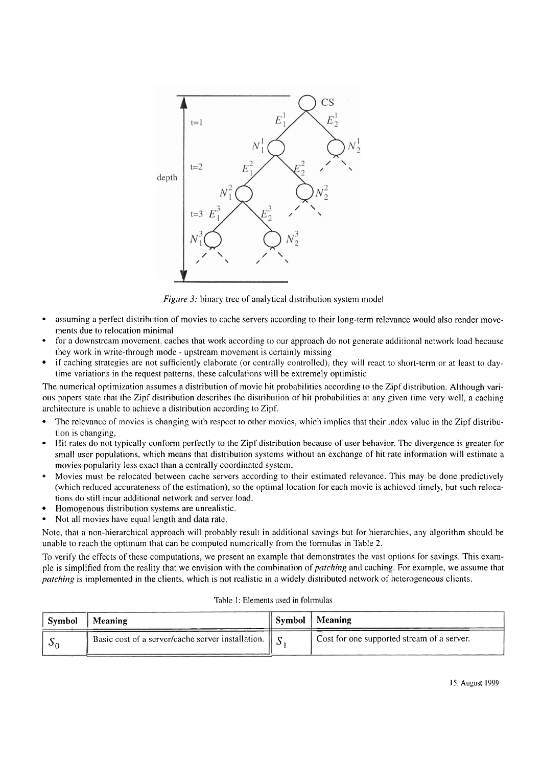*Figure 3:* binary tree of analytical distribution system model

- assuming a perfect distribution of movies to cache servers according to their long-term relevance would also render movements due to relocation minimal
- for a downstream movement, caches that work according to our approach do not generate additional network load because they work in write-through mode - upstream movement is certainly missing
- if caching strategies are not sufficiently elaborate (or centrally controlled), they will react to short-term or at least to daytime variations in the request patterns, these calculations will be extremely optimistic

The numerical optimization assumes a distribution of movie hit probabilities according to the Zipf distribution. Although various papers state that the Zipf distribution describes the distribution of hit probabilities at any given time very well, a caching architecture is unable to achieve a distribution according to Zipf.

- The relevance of movies is changing with respect to other movies, which implies that their index value in the Zipf distribution is changing,
- Hit rates do not typically conform perfectly to the Zipf distribution because of user behavior. The divergence is greater for small user populations, which means that distribution systems without an exchange of hit rate information will estimate a movies popularity less exact than a centrally coordinated system.
- Movies must be relocated between cache servers according to their estimated relevance. This may be done predictively (which reduced accurateness of the estimation), so the optimal location for each movie is achieved timely, but such relocations do still incur additional network and server load.
- Homogenous distribution systems are unrealistic.
- Not all movies have equal length and data rate.

Note, that a non-hierarchical approach will probably result in additional savings but for hierarchies, any algorithm should be unable to reach the optimum that can be computed numerically from the formulas in Table 2.

To verify the effects of these computations, we present an example that demonstrates the vast options for savings. This example is simplified from the reality that we envision with the combination of *patching* and caching. For example, we assume that *patching* is implemented in the clients, which is not realistic in a widely distributed network of heterogeneous clients.

Table 1: Elements used in folrmulas

| Symbol | Meaning | Symbol | Meaning |
|---|---|---|---|
| $S_0$ | Basic cost of a server/cache server installation. | $S_1$ | Cost for one supported stream of a server. |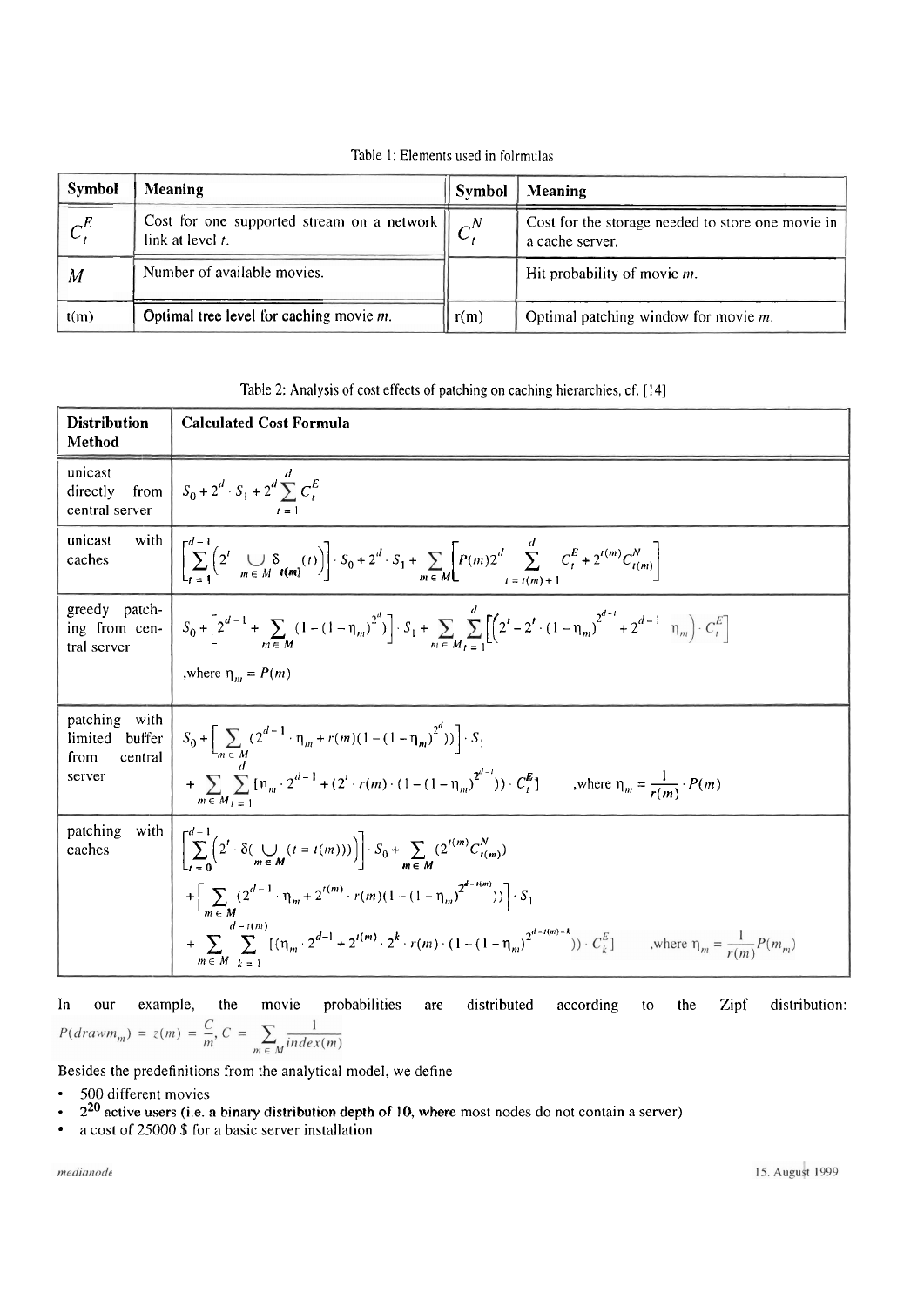Table 1: Elements used in folrmulas

| Symbol | Meaning | Symbol | Meaning |
| --- | --- | --- | --- |
| $C_t^E$ | Cost for one supported stream on a network link at level $t$. | $C_t^N$ | Cost for the storage needed to store one movie in a cache server. |
| $M$ | Number of available movies. | | Hit probability of movie $m$. |
| t(m) | **Optimal tree level for caching** movie $m$. | r(m) | Optimal patching window for movie $m$. |

Table 2: Analysis of cost effects of patching on caching hierarchies, cf. [14]

| Distribution Method | Calculated Cost Formula |
| --- | --- |
| unicast directly from central server | $S_0 + 2^d \cdot S_1 + 2^d \sum_{t=1}^{d} C_t^E$ |
| unicast with caches | $\left[\sum_{t=1}^{d-1} \left(2^t \bigcup_{m \in M} \delta_{t(m)}(t)\right)\right] \cdot S_0 + 2^d \cdot S_1 + \sum_{m \in M} \left[P(m) 2^d \sum_{t = t(m)+1}^{d} C_t^E + 2^{t(m)} C_{t(m)}^N\right]$ |
| greedy patching from central server | $S_0 + \left[2^{d-1} + \sum_{m \in M} (1-(1-\eta_m)^{2^d})\right] \cdot S_1 + \sum_{m \in M} \sum_{t=1}^{d} \left[\left(2^t - 2^t \cdot (1-\eta_m)^{2^{d-t}} + 2^{d-1} \eta_m\right) \cdot C_t^E\right]$ <br> ,where $\eta_m = P(m)$ |
| patching with limited buffer from central server | $S_0 + \left[\sum_{m \in M} (2^{d-1} \cdot \eta_m + r(m)(1-(1-\eta_m)^{2^d}))\right] \cdot S_1$ <br> $+ \sum_{m \in M} \sum_{t=1}^{d} [\eta_m \cdot 2^{d-1} + (2^t \cdot r(m) \cdot (1-(1-\eta_m)^{2^{d-t}})) \cdot C_t^E]$ ,where $\eta_m = \frac{1}{r(m)} \cdot P(m)$ |
| patching with caches | $\left[\sum_{t=0}^{d-1} \left(2^t \cdot \delta\left(\bigcup_{m \in M} (t = t(m))\right)\right)\right] \cdot S_0 + \sum_{m \in M} (2^{t(m)} C_{t(m)}^N)$ <br> $+ \left[\sum_{m \in M} (2^{d-1} \cdot \eta_m + 2^{t(m)} \cdot r(m)(1-(1-\eta_m)^{2^{d-t(m)}}))\right] \cdot S_1$ <br> $+ \sum_{m \in M} \sum_{k=1}^{d-t(m)} [(\eta_m \cdot 2^{d-1} + 2^{t(m)} \cdot 2^k \cdot r(m) \cdot (1-(1-\eta_m)^{2^{d-t(m)-k}})) \cdot C_k^E]$ ,where $\eta_m = \frac{1}{r(m)} P(m_m)$ |

In our example, the movie probabilities are distributed according to the Zipf distribution: $P(drawm_m) = z(m) = \frac{C}{m}, C = \sum_{m \in M} \frac{1}{index(m)}$

Besides the predefinitions from the analytical model, we define

- 500 different movies
- $2^{20}$ active users (i.e. a binary distribution depth of 10, where most nodes do not contain a server)
- a cost of 25000 $ for a basic server installation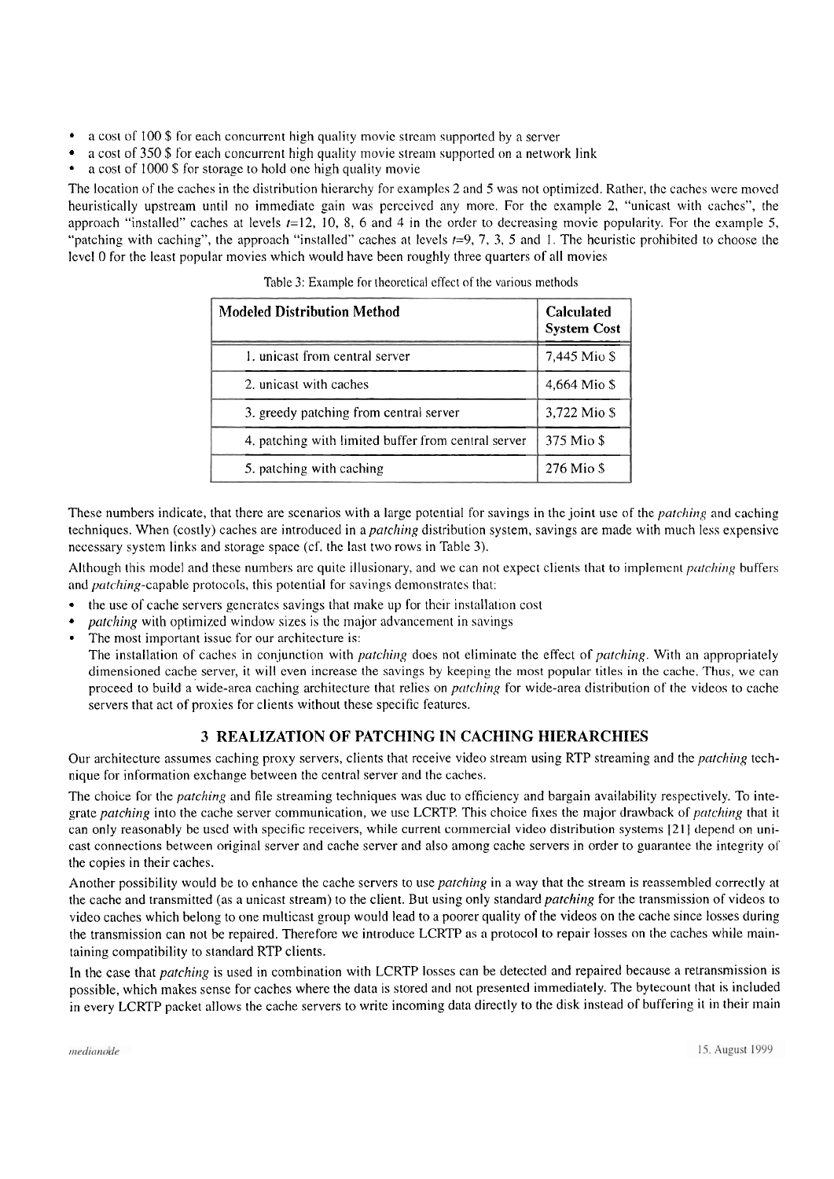- a cost of 100 $ for each concurrent high quality movie stream supported by a server
- a cost of 350 $ for each concurrent high quality movie stream supported on a network link
- a cost of 1000 $ for storage to hold one high quality movie

The location of the caches in the distribution hierarchy for examples 2 and 5 was not optimized. Rather, the caches were moved heuristically upstream until no immediate gain was perceived any more. For the example 2, "unicast with caches", the approach "installed" caches at levels $t$=12, 10, 8, 6 and 4 in the order to decreasing movie popularity. For the example 5, "patching with caching", the approach "installed" caches at levels $t$=9, 7, 3, 5 and 1. The heuristic prohibited to choose the level 0 for the least popular movies which would have been roughly three quarters of all movies

Table 3: Example for theoretical effect of the various methods

| Modeled Distribution Method | Calculated System Cost |
|---|---|
| 1. unicast from central server | 7,445 Mio $ |
| 2. unicast with caches | 4,664 Mio $ |
| 3. greedy patching from central server | 3,722 Mio $ |
| 4. patching with limited buffer from central server | 375 Mio $ |
| 5. patching with caching | 276 Mio $ |

These numbers indicate, that there are scenarios with a large potential for savings in the joint use of the *patching* and caching techniques. When (costly) caches are introduced in a *patching* distribution system, savings are made with much less expensive necessary system links and storage space (cf. the last two rows in Table 3).

Although this model and these numbers are quite illusionary, and we can not expect clients that to implement *patching* buffers and *patching*-capable protocols, this potential for savings demonstrates that:

- the use of cache servers generates savings that make up for their installation cost
- *patching* with optimized window sizes is the major advancement in savings
- The most important issue for our architecture is:
  The installation of caches in conjunction with *patching* does not eliminate the effect of *patching*. With an appropriately dimensioned cache server, it will even increase the savings by keeping the most popular titles in the cache. Thus, we can proceed to build a wide-area caching architecture that relies on *patching* for wide-area distribution of the videos to cache servers that act of proxies for clients without these specific features.

## 3 REALIZATION OF PATCHING IN CACHING HIERARCHIES

Our architecture assumes caching proxy servers, clients that receive video stream using RTP streaming and the *patching* technique for information exchange between the central server and the caches.

The choice for the *patching* and file streaming techniques was due to efficiency and bargain availability respectively. To integrate *patching* into the cache server communication, we use LCRTP. This choice fixes the major drawback of *patching* that it can only reasonably be used with specific receivers, while current commercial video distribution systems [21] depend on unicast connections between original server and cache server and also among cache servers in order to guarantee the integrity of the copies in their caches.

Another possibility would be to enhance the cache servers to use *patching* in a way that the stream is reassembled correctly at the cache and transmitted (as a unicast stream) to the client. But using only standard *patching* for the transmission of videos to video caches which belong to one multicast group would lead to a poorer quality of the videos on the cache since losses during the transmission can not be repaired. Therefore we introduce LCRTP as a protocol to repair losses on the caches while maintaining compatibility to standard RTP clients.

In the case that *patching* is used in combination with LCRTP losses can be detected and repaired because a retransmission is possible, which makes sense for caches where the data is stored and not presented immediately. The bytecount that is included in every LCRTP packet allows the cache servers to write incoming data directly to the disk instead of buffering it in their main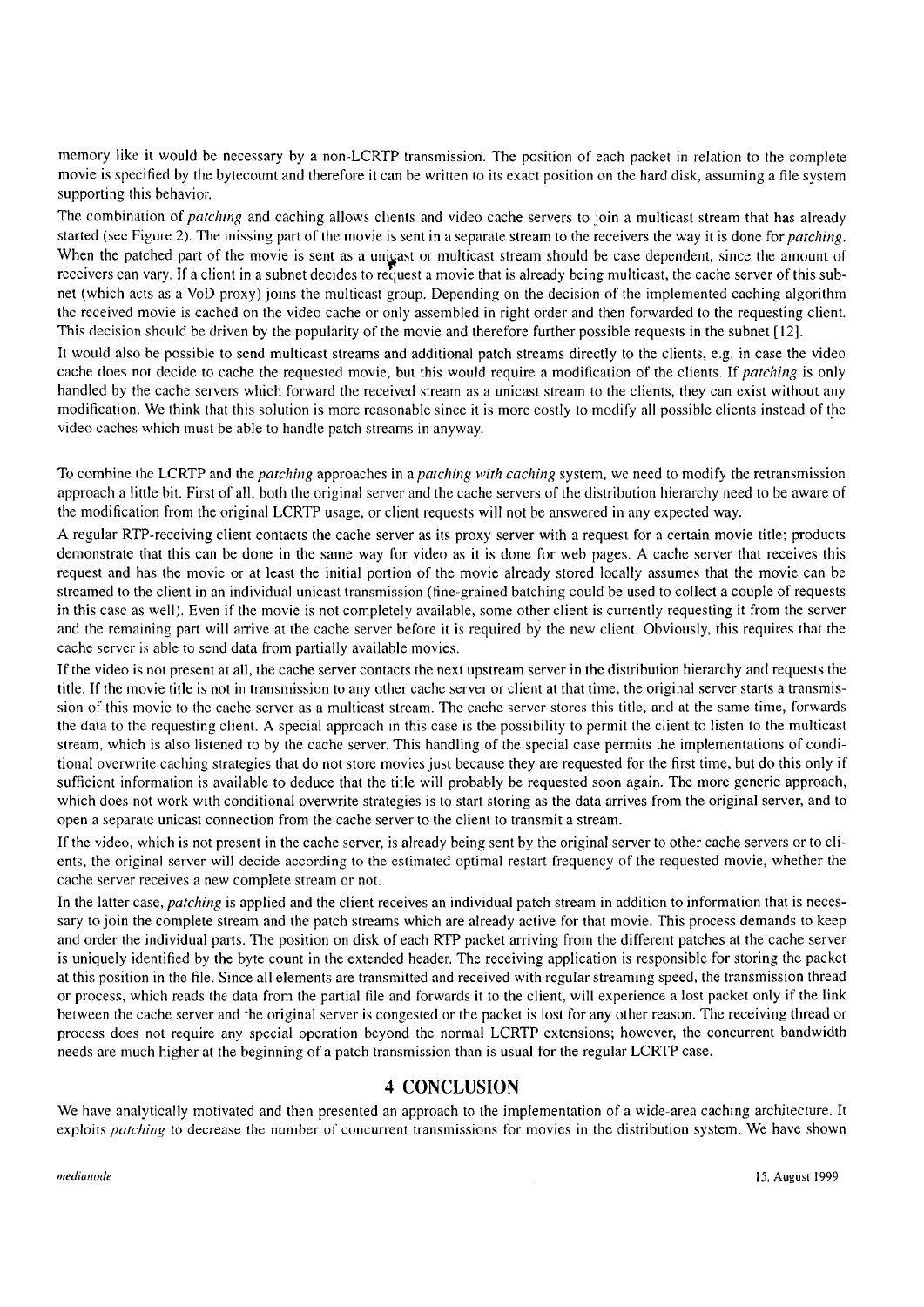memory like it would be necessary by a non-LCRTP transmission. The position of each packet in relation to the complete movie is specified by the bytecount and therefore it can be written to its exact position on the hard disk, assuming a file system supporting this behavior.

The combination of *patching* and caching allows clients and video cache servers to join a multicast stream that has already started (see Figure 2). The missing part of the movie is sent in a separate stream to the receivers the way it is done for *patching*. When the patched part of the movie is sent as a unicast or multicast stream should be case dependent, since the amount of receivers can vary. If a client in a subnet decides to request a movie that is already being multicast, the cache server of this subnet (which acts as a VoD proxy) joins the multicast group. Depending on the decision of the implemented caching algorithm the received movie is cached on the video cache or only assembled in right order and then forwarded to the requesting client. This decision should be driven by the popularity of the movie and therefore further possible requests in the subnet [12].

It would also be possible to send multicast streams and additional patch streams directly to the clients, e.g. in case the video cache does not decide to cache the requested movie, but this would require a modification of the clients. If *patching* is only handled by the cache servers which forward the received stream as a unicast stream to the clients, they can exist without any modification. We think that this solution is more reasonable since it is more costly to modify all possible clients instead of the video caches which must be able to handle patch streams in anyway.

To combine the LCRTP and the *patching* approaches in a *patching with caching* system, we need to modify the retransmission approach a little bit. First of all, both the original server and the cache servers of the distribution hierarchy need to be aware of the modification from the original LCRTP usage, or client requests will not be answered in any expected way.

A regular RTP-receiving client contacts the cache server as its proxy server with a request for a certain movie title; products demonstrate that this can be done in the same way for video as it is done for web pages. A cache server that receives this request and has the movie or at least the initial portion of the movie already stored locally assumes that the movie can be streamed to the client in an individual unicast transmission (fine-grained batching could be used to collect a couple of requests in this case as well). Even if the movie is not completely available, some other client is currently requesting it from the server and the remaining part will arrive at the cache server before it is required by the new client. Obviously, this requires that the cache server is able to send data from partially available movies.

If the video is not present at all, the cache server contacts the next upstream server in the distribution hierarchy and requests the title. If the movie title is not in transmission to any other cache server or client at that time, the original server starts a transmission of this movie to the cache server as a multicast stream. The cache server stores this title, and at the same time, forwards the data to the requesting client. A special approach in this case is the possibility to permit the client to listen to the multicast stream, which is also listened to by the cache server. This handling of the special case permits the implementations of conditional overwrite caching strategies that do not store movies just because they are requested for the first time, but do this only if sufficient information is available to deduce that the title will probably be requested soon again. The more generic approach, which does not work with conditional overwrite strategies is to start storing as the data arrives from the original server, and to open a separate unicast connection from the cache server to the client to transmit a stream.

If the video, which is not present in the cache server, is already being sent by the original server to other cache servers or to clients, the original server will decide according to the estimated optimal restart frequency of the requested movie, whether the cache server receives a new complete stream or not.

In the latter case, *patching* is applied and the client receives an individual patch stream in addition to information that is necessary to join the complete stream and the patch streams which are already active for that movie. This process demands to keep and order the individual parts. The position on disk of each RTP packet arriving from the different patches at the cache server is uniquely identified by the byte count in the extended header. The receiving application is responsible for storing the packet at this position in the file. Since all elements are transmitted and received with regular streaming speed, the transmission thread or process, which reads the data from the partial file and forwards it to the client, will experience a lost packet only if the link between the cache server and the original server is congested or the packet is lost for any other reason. The receiving thread or process does not require any special operation beyond the normal LCRTP extensions; however, the concurrent bandwidth needs are much higher at the beginning of a patch transmission than is usual for the regular LCRTP case.

## 4 CONCLUSION

We have analytically motivated and then presented an approach to the implementation of a wide-area caching architecture. It exploits *patching* to decrease the number of concurrent transmissions for movies in the distribution system. We have shown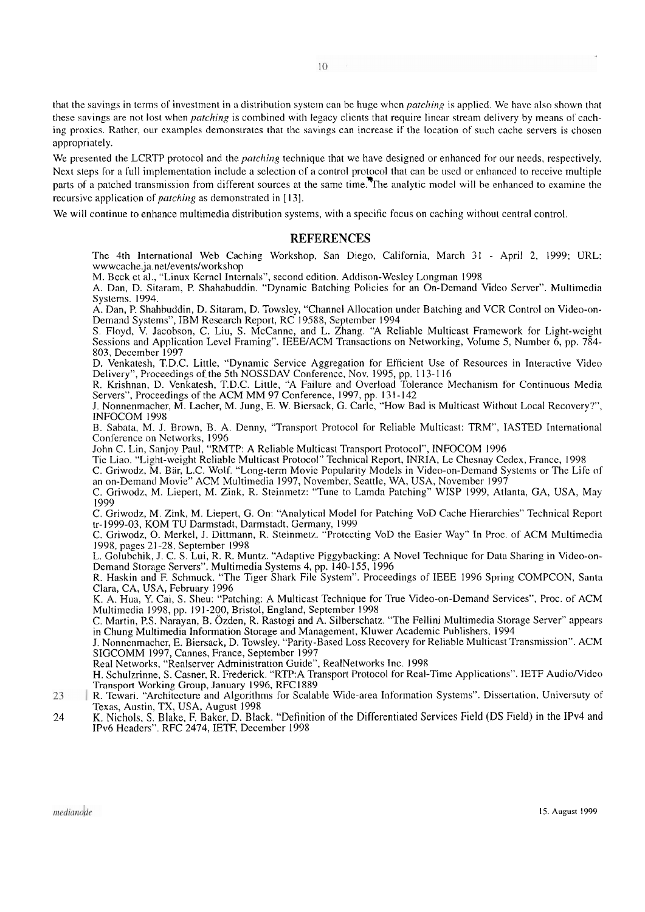that the savings in terms of investment in a distribution system can be huge when *patching* is applied. We have also shown that these savings are not lost when *patching* is combined with legacy clients that require linear stream delivery by means of caching proxies. Rather, our examples demonstrates that the savings can increase if the location of such cache servers is chosen appropriately.

We presented the LCRTP protocol and the *patching* technique that we have designed or enhanced for our needs, respectively. Next steps for a full implementation include a selection of a control protocol that can be used or enhanced to receive multiple parts of a patched transmission from different sources at the same time. The analytic model will be enhanced to examine the recursive application of *patching* as demonstrated in [13].

We will continue to enhance multimedia distribution systems, with a specific focus on caching without central control.

## REFERENCES

The 4th International Web Caching Workshop, San Diego, California, March 31 - April 2, 1999; URL: wwwcache.ja.net/events/workshop

M. Beck et al., "Linux Kernel Internals", second edition. Addison-Wesley Longman 1998

A. Dan, D. Sitaram, P. Shahabuddin. "Dynamic Batching Policies for an On-Demand Video Server". Multimedia Systems. 1994.

A. Dan, P. Shahbuddin, D. Sitaram, D. Towsley, "Channel Allocation under Batching and VCR Control on Video-on-Demand Systems", IBM Research Report, RC 19588, September 1994

S. Floyd, V. Jacobson, C. Liu, S. McCanne, and L. Zhang. "A Reliable Multicast Framework for Light-weight Sessions and Application Level Framing". IEEE/ACM Transactions on Networking, Volume 5, Number 6, pp. 784-803, December 1997

D. Venkatesh, T.D.C. Little, "Dynamic Service Aggregation for Efficient Use of Resources in Interactive Video Delivery", Proceedings of the 5th NOSSDAV Conference, Nov. 1995, pp. 113-116

R. Krishnan, D. Venkatesh, T.D.C. Little, "A Failure and Overload Tolerance Mechanism for Continuous Media Servers", Proceedings of the ACM MM 97 Conference, 1997, pp. 131-142

J. Nonnenmacher, M. Lacher, M. Jung, E. W. Biersack, G. Carle, "How Bad is Multicast Without Local Recovery?", INFOCOM 1998

B. Sabata, M. J. Brown, B. A. Denny, "Transport Protocol for Reliable Multicast: TRM", IASTED International Conference on Networks, 1996

John C. Lin, Sanjoy Paul, "RMTP: A Reliable Multicast Transport Protocol", INFOCOM 1996

Tie Liao. "Light-weight Reliable Multicast Protocol" Technical Report, INRIA, Le Chesnay Cedex, France, 1998

C. Griwodz, M. Bär, L.C. Wolf. "Long-term Movie Popularity Models in Video-on-Demand Systems or The Life of an on-Demand Movie" ACM Multimedia 1997, November, Seattle, WA, USA, November 1997

C. Griwodz, M. Liepert, M. Zink, R. Steinmetz: "Tune to Lamda Patching" WISP 1999, Atlanta, GA, USA, May 1999

C. Griwodz, M. Zink, M. Liepert, G. On: "Analytical Model for Patching VoD Cache Hierarchies" Technical Report tr-1999-03, KOM TU Darmstadt, Darmstadt, Germany, 1999

C. Griwodz, O. Merkel, J. Dittmann, R. Steinmetz. "Protecting VoD the Easier Way" In Proc. of ACM Multimedia 1998, pages 21-28, September 1998

L. Golubchik, J. C. S. Lui, R. R. Muntz. "Adaptive Piggybacking: A Novel Technique for Data Sharing in Video-on-Demand Storage Servers". Multimedia Systems 4, pp. 140-155, 1996

R. Haskin and F. Schmuck. "The Tiger Shark File System". Proceedings of IEEE 1996 Spring COMPCON, Santa Clara, CA, USA, February 1996

K. A. Hua, Y. Cai, S. Sheu: "Patching: A Multicast Technique for True Video-on-Demand Services", Proc. of ACM Multimedia 1998, pp. 191-200, Bristol, England, September 1998

C. Martin, P.S. Narayan, B. Özden, R. Rastogi and A. Silberschatz. "The Fellini Multimedia Storage Server" appears in Chung Multimedia Information Storage and Management, Kluwer Academic Publishers, 1994

J. Nonnenmacher, E. Biersack, D. Towsley. "Parity-Based Loss Recovery for Reliable Multicast Transmission". ACM SIGCOMM 1997, Cannes, France, September 1997

Real Networks, "Realserver Administration Guide", RealNetworks Inc. 1998

H. Schulzrinne, S. Casner, R. Frederick. "RTP:A Transport Protocol for Real-Time Applications". IETF Audio/Video Transport Working Group, January 1996, RFC1889

23 R. Tewari. "Architecture and Algorithms for Scalable Wide-area Information Systems". Dissertation, Universuty of Texas, Austin, TX, USA, August 1998

24 K. Nichols, S. Blake, F. Baker, D. Black. "Definition of the Differentiated Services Field (DS Field) in the IPv4 and IPv6 Headers". RFC 2474, IETF, December 1998